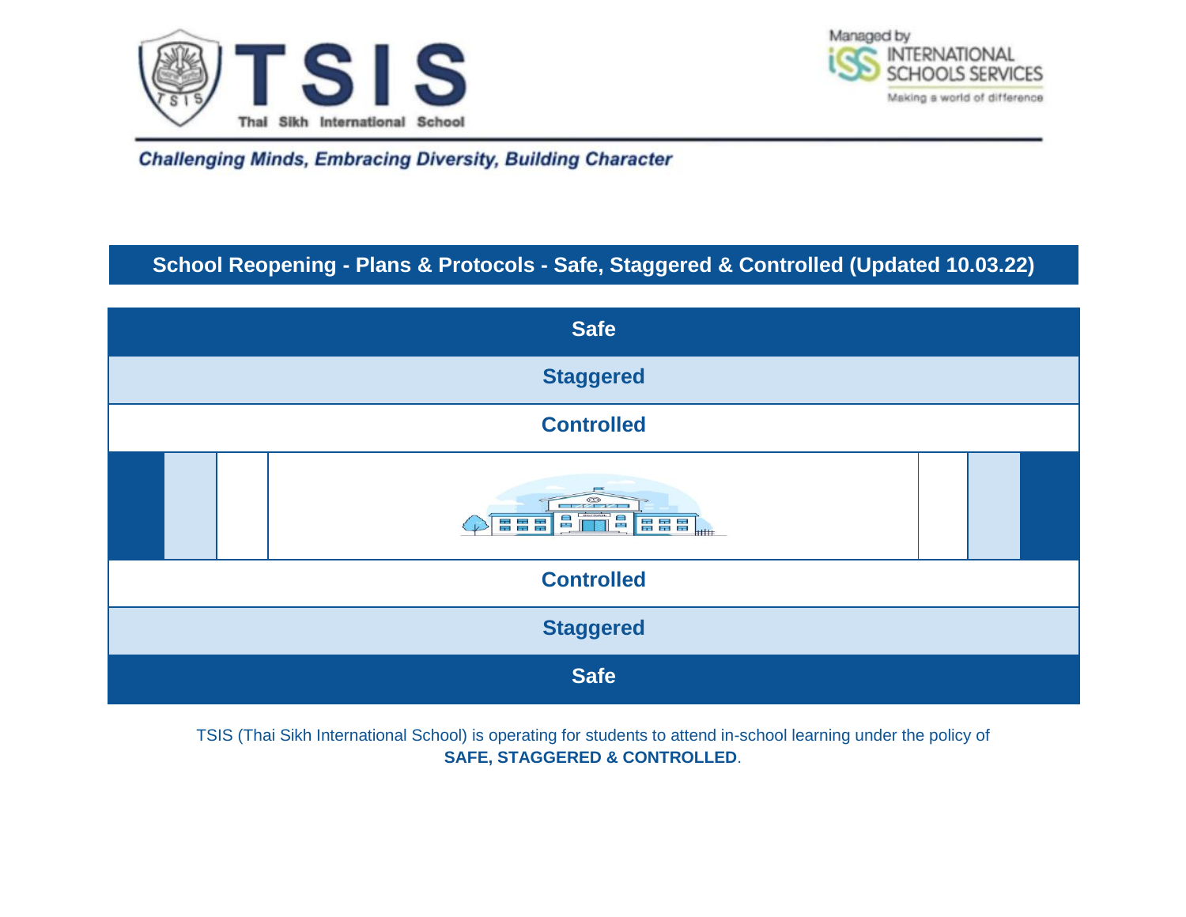**TSIS**

Thai Sikh International School

Managed by INTERNATIONAL SCHOOLS SERVICES

Making a world of difference

***Challenging Minds, Embracing Diversity, Building Character***

## School Reopening - Plans & Protocols - Safe, Staggered & Controlled (Updated 10.03.22)

**Safe**

**Staggered**

**Controlled**

**Controlled**

**Staggered**

**Safe**

TSIS (Thai Sikh International School) is operating for students to attend in-school learning under the policy of **SAFE, STAGGERED & CONTROLLED**.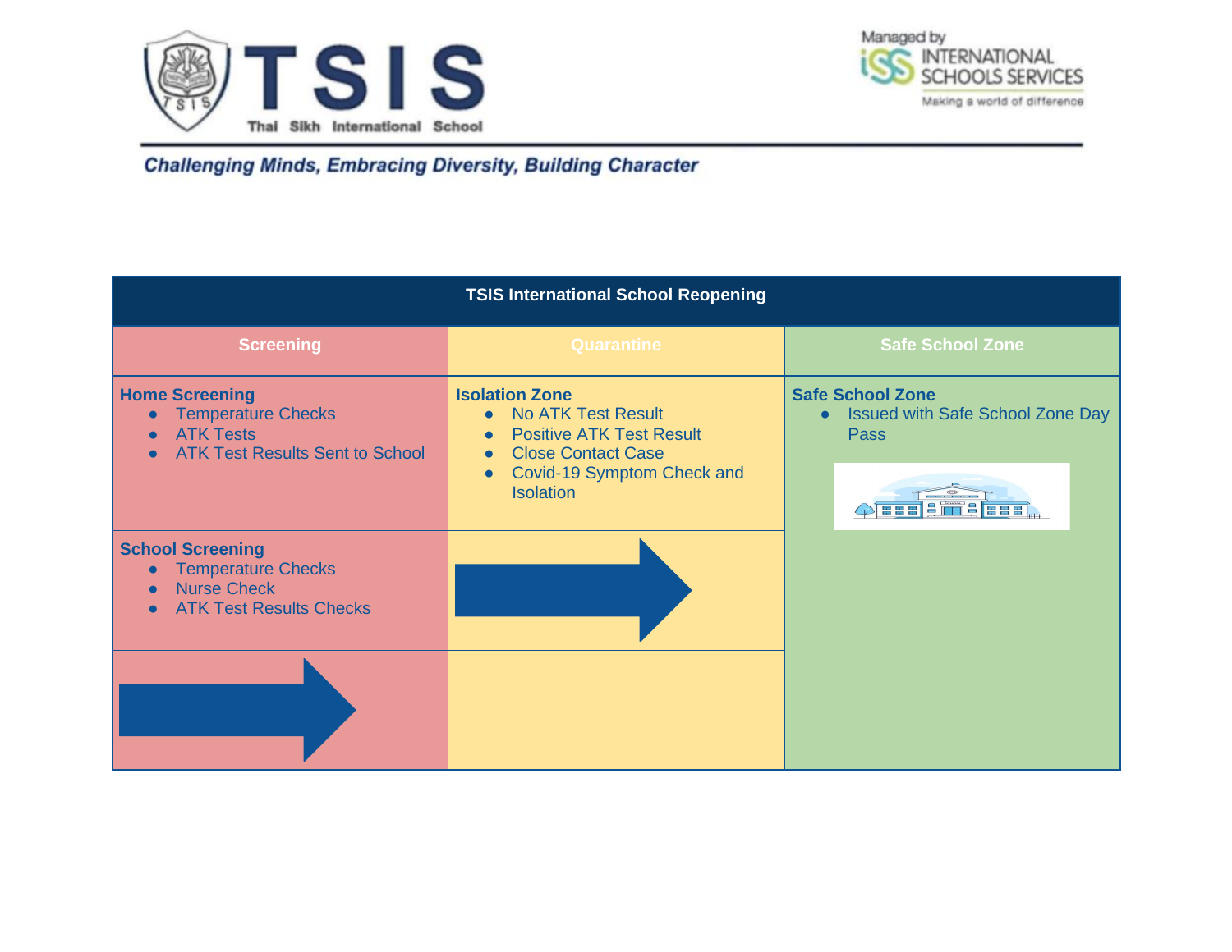**TSIS**

Thai Sikh International School

Managed by INTERNATIONAL SCHOOLS SERVICES

Making a world of difference

*Challenging Minds, Embracing Diversity, Building Character*

| TSIS International School Reopening | | |
|---|---|---|
| **Screening** | **Quarantine** | **Safe School Zone** |
| **Home Screening**<br>• Temperature Checks<br>• ATK Tests<br>• ATK Test Results Sent to School | **Isolation Zone**<br>• No ATK Test Result<br>• Positive ATK Test Result<br>• Close Contact Case<br>• Covid-19 Symptom Check and Isolation | **Safe School Zone**<br>• Issued with Safe School Zone Day Pass |
| **School Screening**<br>• Temperature Checks<br>• Nurse Check<br>• ATK Test Results Checks | → | |
| → | | |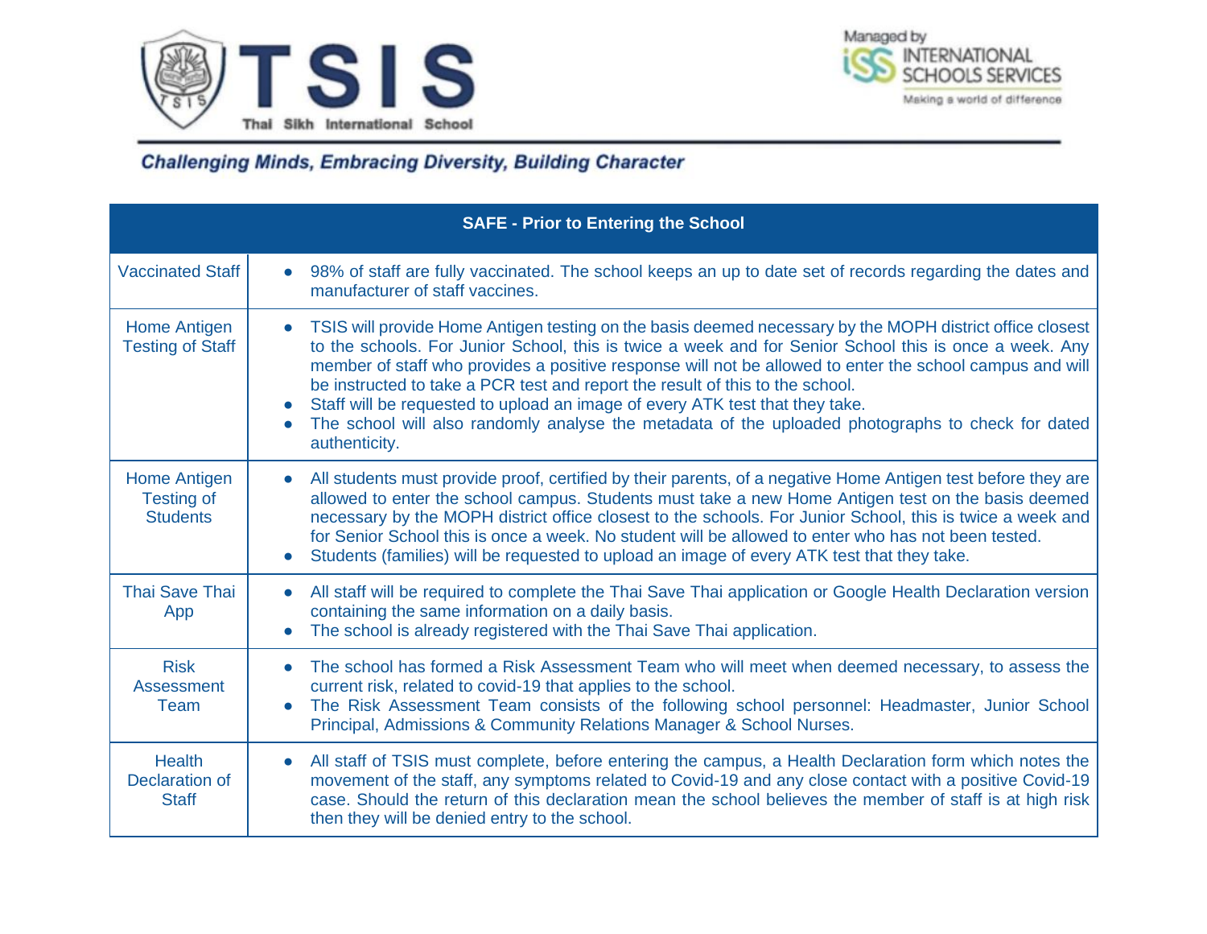| SAFE - Prior to Entering the School | |
|---|---|
| Vaccinated Staff | • 98% of staff are fully vaccinated. The school keeps an up to date set of records regarding the dates and manufacturer of staff vaccines. |
| Home Antigen Testing of Staff | • TSIS will provide Home Antigen testing on the basis deemed necessary by the MOPH district office closest to the schools. For Junior School, this is twice a week and for Senior School this is once a week. Any member of staff who provides a positive response will not be allowed to enter the school campus and will be instructed to take a PCR test and report the result of this to the school.<br>• Staff will be requested to upload an image of every ATK test that they take.<br>• The school will also randomly analyse the metadata of the uploaded photographs to check for dated authenticity. |
| Home Antigen Testing of Students | • All students must provide proof, certified by their parents, of a negative Home Antigen test before they are allowed to enter the school campus. Students must take a new Home Antigen test on the basis deemed necessary by the MOPH district office closest to the schools. For Junior School, this is twice a week and for Senior School this is once a week. No student will be allowed to enter who has not been tested.<br>• Students (families) will be requested to upload an image of every ATK test that they take. |
| Thai Save Thai App | • All staff will be required to complete the Thai Save Thai application or Google Health Declaration version containing the same information on a daily basis.<br>• The school is already registered with the Thai Save Thai application. |
| Risk Assessment Team | • The school has formed a Risk Assessment Team who will meet when deemed necessary, to assess the current risk, related to covid-19 that applies to the school.<br>• The Risk Assessment Team consists of the following school personnel: Headmaster, Junior School Principal, Admissions & Community Relations Manager & School Nurses. |
| Health Declaration of Staff | • All staff of TSIS must complete, before entering the campus, a Health Declaration form which notes the movement of the staff, any symptoms related to Covid-19 and any close contact with a positive Covid-19 case. Should the return of this declaration mean the school believes the member of staff is at high risk then they will be denied entry to the school. |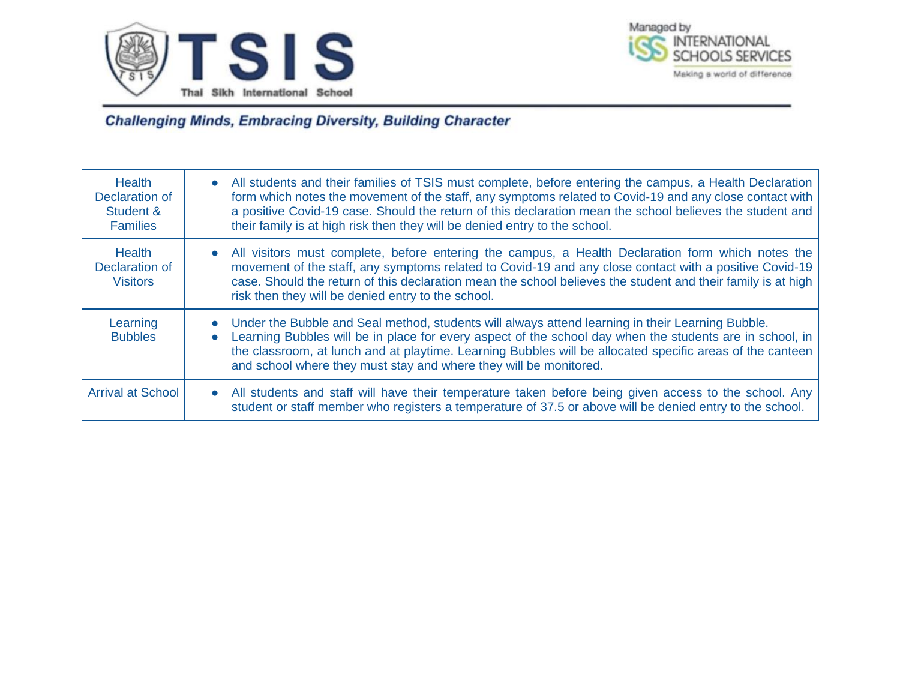| Health Declaration of Student & Families | • All students and their families of TSIS must complete, before entering the campus, a Health Declaration form which notes the movement of the staff, any symptoms related to Covid-19 and any close contact with a positive Covid-19 case. Should the return of this declaration mean the school believes the student and their family is at high risk then they will be denied entry to the school. |
|---|---|
| Health Declaration of Visitors | • All visitors must complete, before entering the campus, a Health Declaration form which notes the movement of the staff, any symptoms related to Covid-19 and any close contact with a positive Covid-19 case. Should the return of this declaration mean the school believes the student and their family is at high risk then they will be denied entry to the school. |
| Learning Bubbles | • Under the Bubble and Seal method, students will always attend learning in their Learning Bubble.<br>• Learning Bubbles will be in place for every aspect of the school day when the students are in school, in the classroom, at lunch and at playtime. Learning Bubbles will be allocated specific areas of the canteen and school where they must stay and where they will be monitored. |
| Arrival at School | • All students and staff will have their temperature taken before being given access to the school. Any student or staff member who registers a temperature of 37.5 or above will be denied entry to the school. |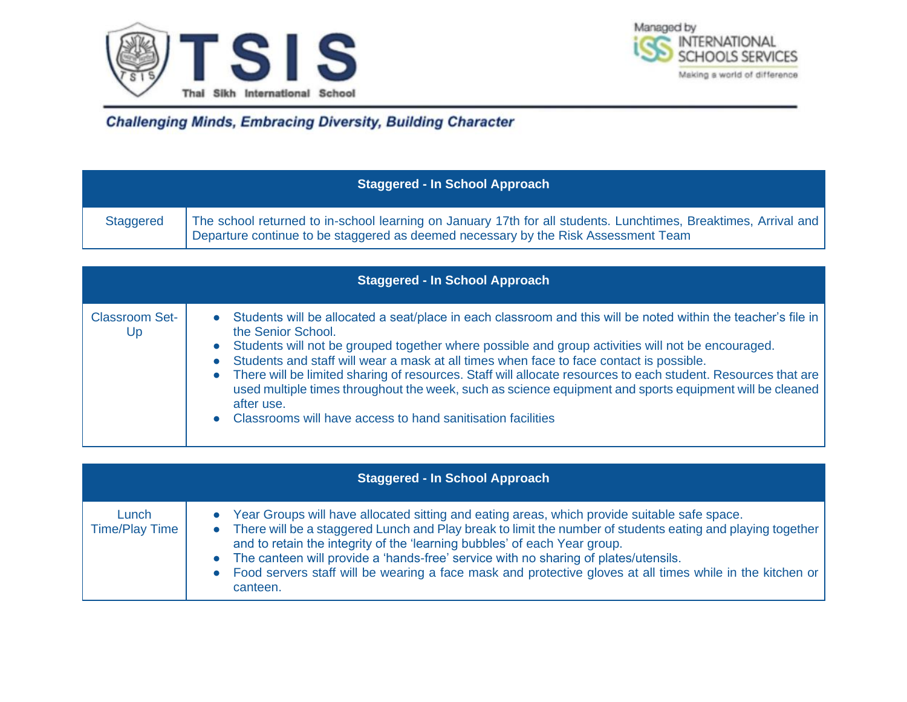| Staggered - In School Approach | |
|---|---|
| Staggered | The school returned to in-school learning on January 17th for all students. Lunchtimes, Breaktimes, Arrival and Departure continue to be staggered as deemed necessary by the Risk Assessment Team |

| Staggered - In School Approach | |
|---|---|
| Classroom Set-Up | • Students will be allocated a seat/place in each classroom and this will be noted within the teacher's file in the Senior School.<br>• Students will not be grouped together where possible and group activities will not be encouraged.<br>• Students and staff will wear a mask at all times when face to face contact is possible.<br>• There will be limited sharing of resources. Staff will allocate resources to each student. Resources that are used multiple times throughout the week, such as science equipment and sports equipment will be cleaned after use.<br>• Classrooms will have access to hand sanitisation facilities |

| Staggered - In School Approach | |
|---|---|
| Lunch Time/Play Time | • Year Groups will have allocated sitting and eating areas, which provide suitable safe space.<br>• There will be a staggered Lunch and Play break to limit the number of students eating and playing together and to retain the integrity of the 'learning bubbles' of each Year group.<br>• The canteen will provide a 'hands-free' service with no sharing of plates/utensils.<br>• Food servers staff will be wearing a face mask and protective gloves at all times while in the kitchen or canteen. |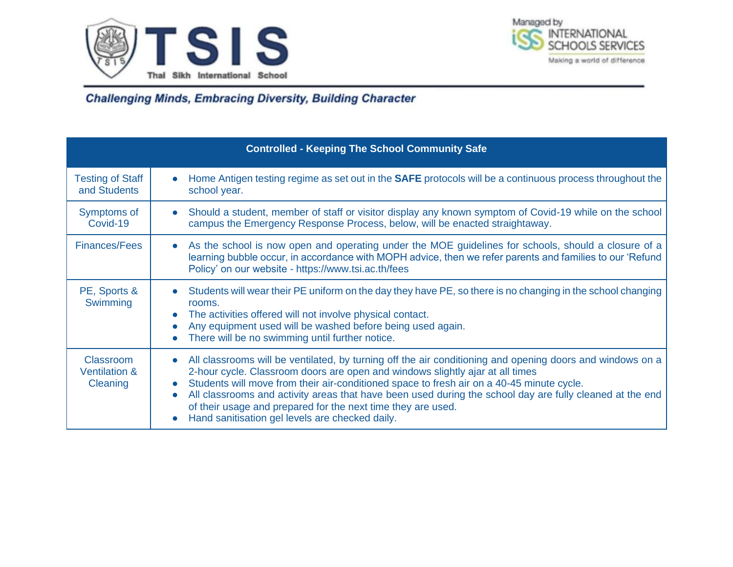**Challenging Minds, Embracing Diversity, Building Character**

| Controlled - Keeping The School Community Safe | |
|---|---|
| Testing of Staff and Students | • Home Antigen testing regime as set out in the **SAFE** protocols will be a continuous process throughout the school year. |
| Symptoms of Covid-19 | • Should a student, member of staff or visitor display any known symptom of Covid-19 while on the school campus the Emergency Response Process, below, will be enacted straightaway. |
| Finances/Fees | • As the school is now open and operating under the MOE guidelines for schools, should a closure of a learning bubble occur, in accordance with MOPH advice, then we refer parents and families to our 'Refund Policy' on our website - https://www.tsi.ac.th/fees |
| PE, Sports & Swimming | • Students will wear their PE uniform on the day they have PE, so there is no changing in the school changing rooms.<br>• The activities offered will not involve physical contact.<br>• Any equipment used will be washed before being used again.<br>• There will be no swimming until further notice. |
| Classroom Ventilation & Cleaning | • All classrooms will be ventilated, by turning off the air conditioning and opening doors and windows on a 2-hour cycle. Classroom doors are open and windows slightly ajar at all times<br>• Students will move from their air-conditioned space to fresh air on a 40-45 minute cycle.<br>• All classrooms and activity areas that have been used during the school day are fully cleaned at the end of their usage and prepared for the next time they are used.<br>• Hand sanitisation gel levels are checked daily. |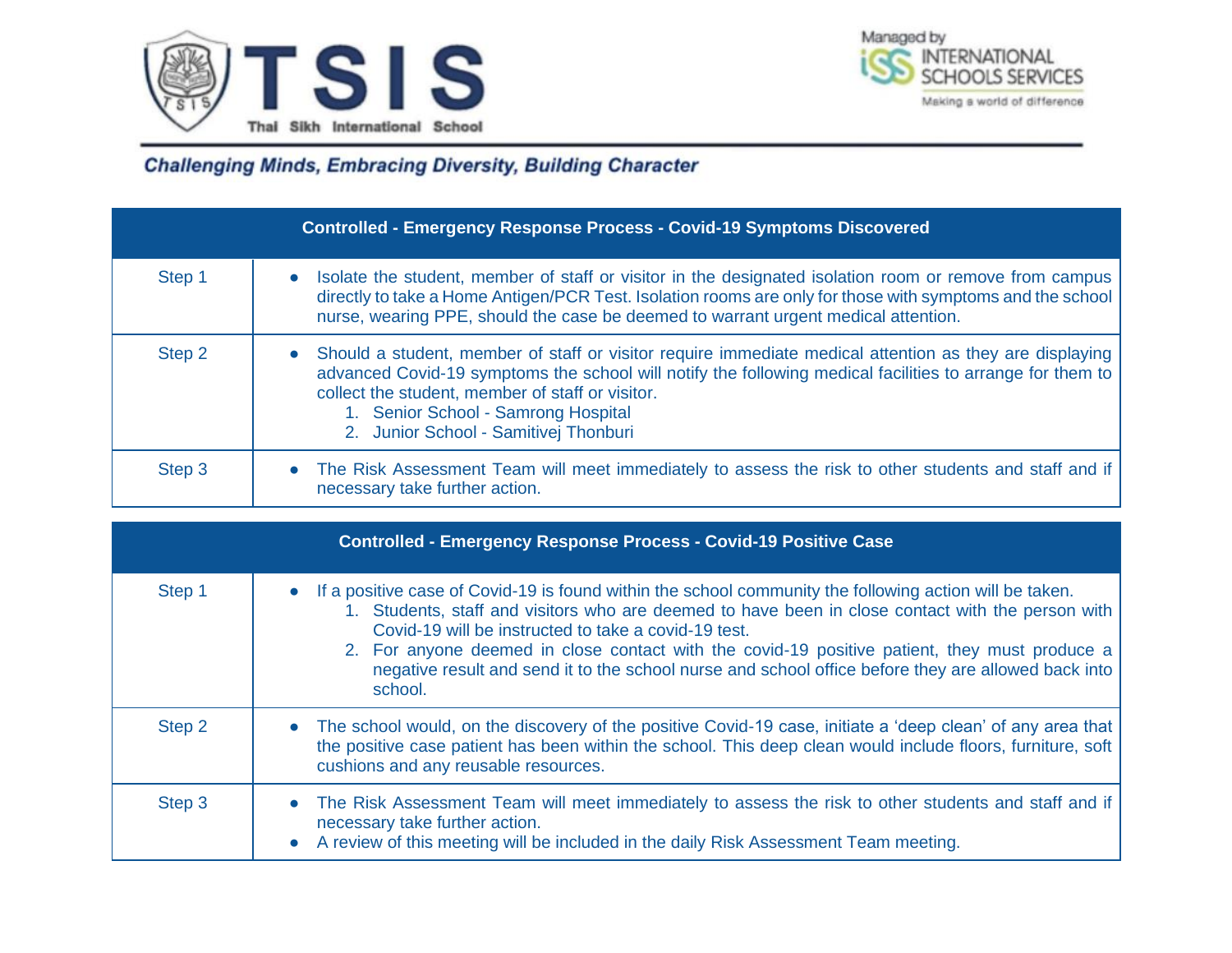TSIS Thai Sikh International School

Managed by INTERNATIONAL SCHOOLS SERVICES — Making a world of difference

*Challenging Minds, Embracing Diversity, Building Character*

| Controlled - Emergency Response Process - Covid-19 Symptoms Discovered | |
|---|---|
| Step 1 | • Isolate the student, member of staff or visitor in the designated isolation room or remove from campus directly to take a Home Antigen/PCR Test. Isolation rooms are only for those with symptoms and the school nurse, wearing PPE, should the case be deemed to warrant urgent medical attention. |
| Step 2 | • Should a student, member of staff or visitor require immediate medical attention as they are displaying advanced Covid-19 symptoms the school will notify the following medical facilities to arrange for them to collect the student, member of staff or visitor.<br>1. Senior School - Samrong Hospital<br>2. Junior School - Samitivej Thonburi |
| Step 3 | • The Risk Assessment Team will meet immediately to assess the risk to other students and staff and if necessary take further action. |

| Controlled - Emergency Response Process - Covid-19 Positive Case | |
|---|---|
| Step 1 | • If a positive case of Covid-19 is found within the school community the following action will be taken.<br>1. Students, staff and visitors who are deemed to have been in close contact with the person with Covid-19 will be instructed to take a covid-19 test.<br>2. For anyone deemed in close contact with the covid-19 positive patient, they must produce a negative result and send it to the school nurse and school office before they are allowed back into school. |
| Step 2 | • The school would, on the discovery of the positive Covid-19 case, initiate a 'deep clean' of any area that the positive case patient has been within the school. This deep clean would include floors, furniture, soft cushions and any reusable resources. |
| Step 3 | • The Risk Assessment Team will meet immediately to assess the risk to other students and staff and if necessary take further action.<br>• A review of this meeting will be included in the daily Risk Assessment Team meeting. |